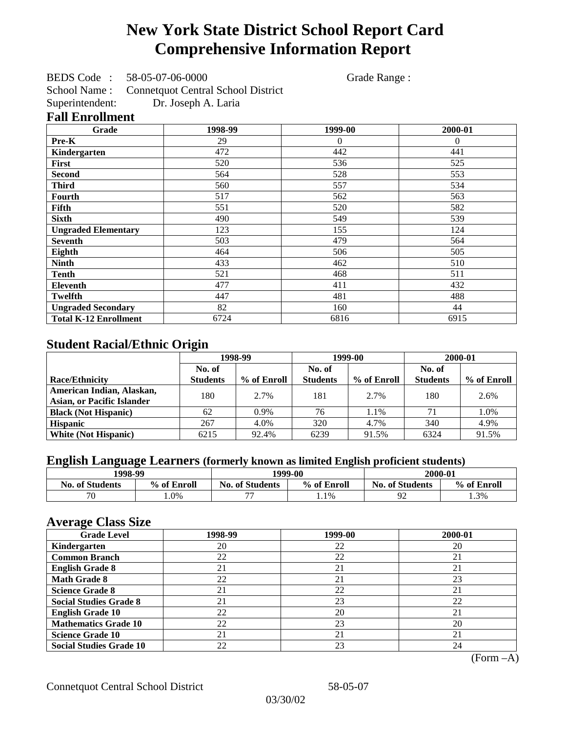# New York State District School Report Card
# Comprehensive Information Report

BEDS Code : 58-05-07-06-0000 Grade Range :

School Name : Connetquot Central School District

Superintendent: Dr. Joseph A. Laria

## Fall Enrollment

| Grade | 1998-99 | 1999-00 | 2000-01 |
|---|---|---|---|
| Pre-K | 29 | 0 | 0 |
| Kindergarten | 472 | 442 | 441 |
| First | 520 | 536 | 525 |
| Second | 564 | 528 | 553 |
| Third | 560 | 557 | 534 |
| Fourth | 517 | 562 | 563 |
| Fifth | 551 | 520 | 582 |
| Sixth | 490 | 549 | 539 |
| Ungraded Elementary | 123 | 155 | 124 |
| Seventh | 503 | 479 | 564 |
| Eighth | 464 | 506 | 505 |
| Ninth | 433 | 462 | 510 |
| Tenth | 521 | 468 | 511 |
| Eleventh | 477 | 411 | 432 |
| Twelfth | 447 | 481 | 488 |
| Ungraded Secondary | 82 | 160 | 44 |
| Total K-12 Enrollment | 6724 | 6816 | 6915 |

## Student Racial/Ethnic Origin

| | 1998-99 | | 1999-00 | | 2000-01 | |
|---|---|---|---|---|---|---|
| Race/Ethnicity | No. of Students | % of Enroll | No. of Students | % of Enroll | No. of Students | % of Enroll |
| American Indian, Alaskan, Asian, or Pacific Islander | 180 | 2.7% | 181 | 2.7% | 180 | 2.6% |
| Black (Not Hispanic) | 62 | 0.9% | 76 | 1.1% | 71 | 1.0% |
| Hispanic | 267 | 4.0% | 320 | 4.7% | 340 | 4.9% |
| White (Not Hispanic) | 6215 | 92.4% | 6239 | 91.5% | 6324 | 91.5% |

## English Language Learners (formerly known as limited English proficient students)

| 1998-99 | | 1999-00 | | 2000-01 | |
|---|---|---|---|---|---|
| No. of Students | % of Enroll | No. of Students | % of Enroll | No. of Students | % of Enroll |
| 70 | 1.0% | 77 | 1.1% | 92 | 1.3% |

## Average Class Size

| Grade Level | 1998-99 | 1999-00 | 2000-01 |
|---|---|---|---|
| Kindergarten | 20 | 22 | 20 |
| Common Branch | 22 | 22 | 21 |
| English Grade 8 | 21 | 21 | 21 |
| Math Grade 8 | 22 | 21 | 23 |
| Science Grade 8 | 21 | 22 | 21 |
| Social Studies Grade 8 | 21 | 23 | 22 |
| English Grade 10 | 22 | 20 | 21 |
| Mathematics Grade 10 | 22 | 23 | 20 |
| Science Grade 10 | 21 | 21 | 21 |
| Social Studies Grade 10 | 22 | 23 | 24 |

(Form –A)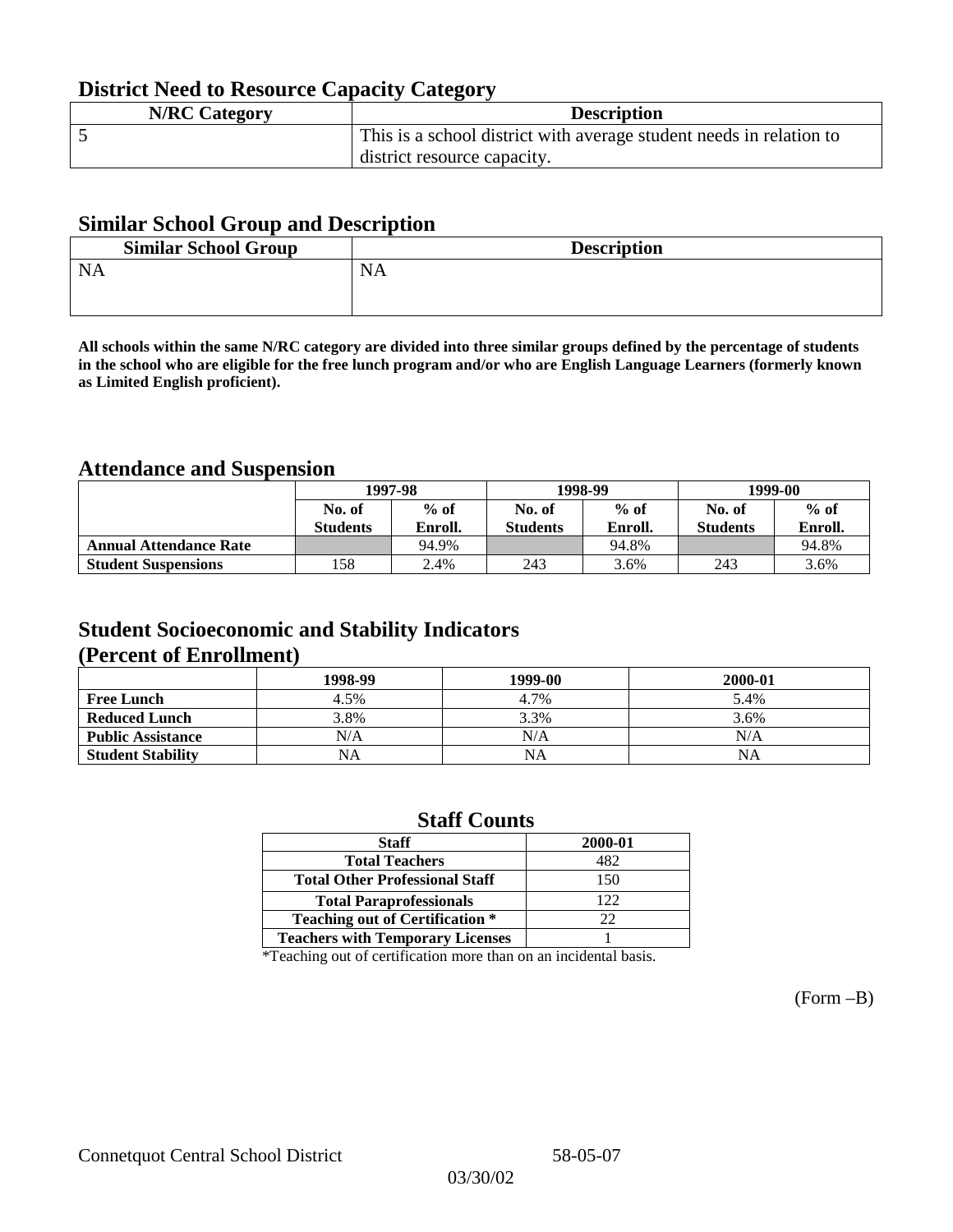## District Need to Resource Capacity Category

| N/RC Category | Description |
|---|---|
| 5 | This is a school district with average student needs in relation to district resource capacity. |

## Similar School Group and Description

| Similar School Group | Description |
|---|---|
| NA | NA |

**All schools within the same N/RC category are divided into three similar groups defined by the percentage of students in the school who are eligible for the free lunch program and/or who are English Language Learners (formerly known as Limited English proficient).**

## Attendance and Suspension

| | 1997-98 | | 1998-99 | | 1999-00 | |
|---|---|---|---|---|---|---|
| | No. of Students | % of Enroll. | No. of Students | % of Enroll. | No. of Students | % of Enroll. |
| **Annual Attendance Rate** | | 94.9% | | 94.8% | | 94.8% |
| **Student Suspensions** | 158 | 2.4% | 243 | 3.6% | 243 | 3.6% |

## Student Socioeconomic and Stability Indicators (Percent of Enrollment)

| | 1998-99 | 1999-00 | 2000-01 |
|---|---|---|---|
| **Free Lunch** | 4.5% | 4.7% | 5.4% |
| **Reduced Lunch** | 3.8% | 3.3% | 3.6% |
| **Public Assistance** | N/A | N/A | N/A |
| **Student Stability** | NA | NA | NA |

## Staff Counts

| Staff | 2000-01 |
|---|---|
| Total Teachers | 482 |
| Total Other Professional Staff | 150 |
| Total Paraprofessionals | 122 |
| Teaching out of Certification * | 22 |
| Teachers with Temporary Licenses | 1 |

*Teaching out of certification more than on an incidental basis.

(Form –B)

Connetquot Central School District 58-05-07

03/30/02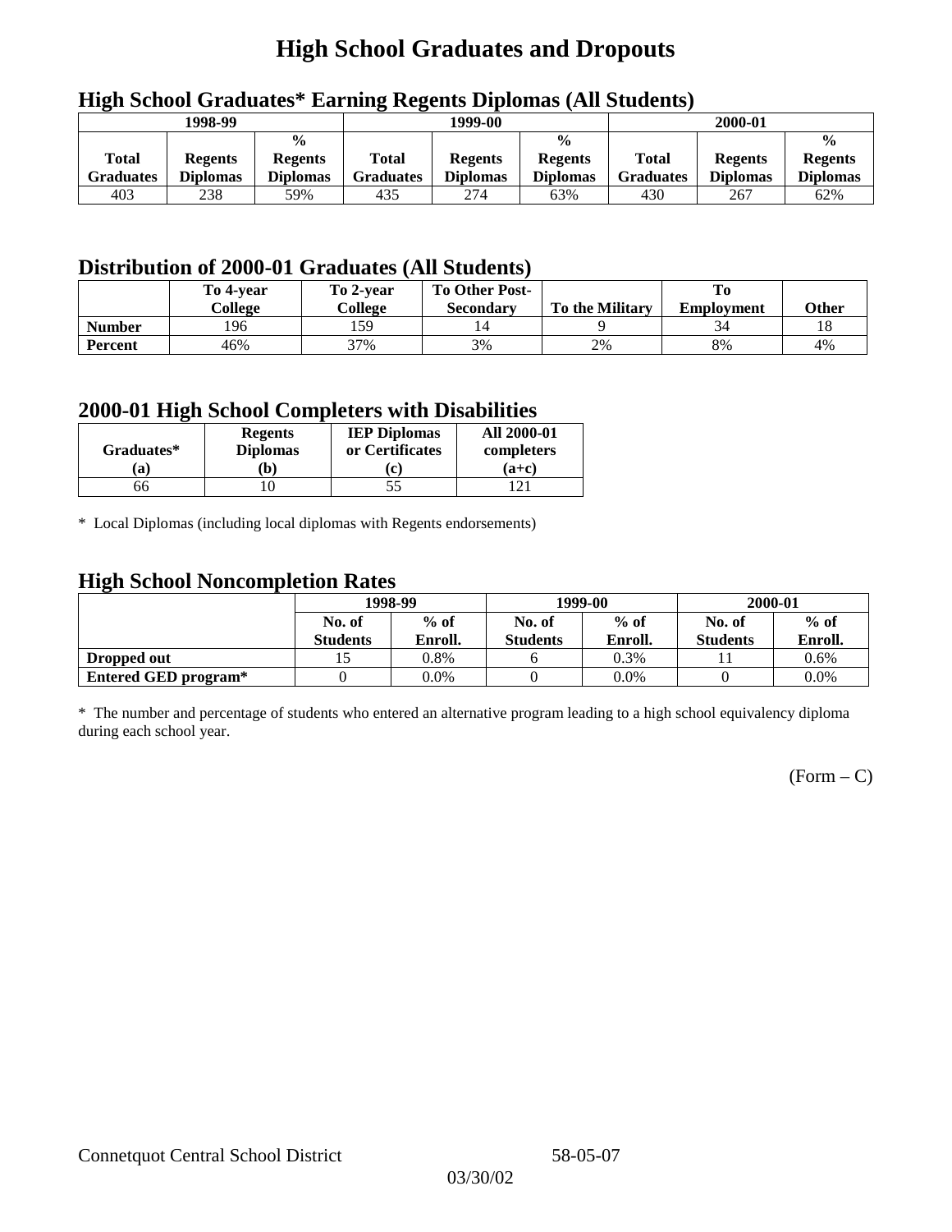# High School Graduates and Dropouts

## High School Graduates* Earning Regents Diplomas (All Students)

| 1998-99 | | | 1999-00 | | | 2000-01 | | |
|---|---|---|---|---|---|---|---|---|
| **Total Graduates** | **Regents Diplomas** | **% Regents Diplomas** | **Total Graduates** | **Regents Diplomas** | **% Regents Diplomas** | **Total Graduates** | **Regents Diplomas** | **% Regents Diplomas** |
| 403 | 238 | 59% | 435 | 274 | 63% | 430 | 267 | 62% |

## Distribution of 2000-01 Graduates (All Students)

| | To 4-year College | To 2-year College | To Other Post-Secondary | To the Military | To Employment | Other |
|---|---|---|---|---|---|---|
| **Number** | 196 | 159 | 14 | 9 | 34 | 18 |
| **Percent** | 46% | 37% | 3% | 2% | 8% | 4% |

## 2000-01 High School Completers with Disabilities

| Graduates* (a) | Regents Diplomas (b) | IEP Diplomas or Certificates (c) | All 2000-01 completers (a+c) |
|---|---|---|---|
| 66 | 10 | 55 | 121 |

* Local Diplomas (including local diplomas with Regents endorsements)

## High School Noncompletion Rates

| | 1998-99 | | 1999-00 | | 2000-01 | |
|---|---|---|---|---|---|---|
| | **No. of Students** | **% of Enroll.** | **No. of Students** | **% of Enroll.** | **No. of Students** | **% of Enroll.** |
| **Dropped out** | 15 | 0.8% | 6 | 0.3% | 11 | 0.6% |
| **Entered GED program*** | 0 | 0.0% | 0 | 0.0% | 0 | 0.0% |

* The number and percentage of students who entered an alternative program leading to a high school equivalency diploma during each school year.

(Form – C)

Connetquot Central School District 58-05-07

03/30/02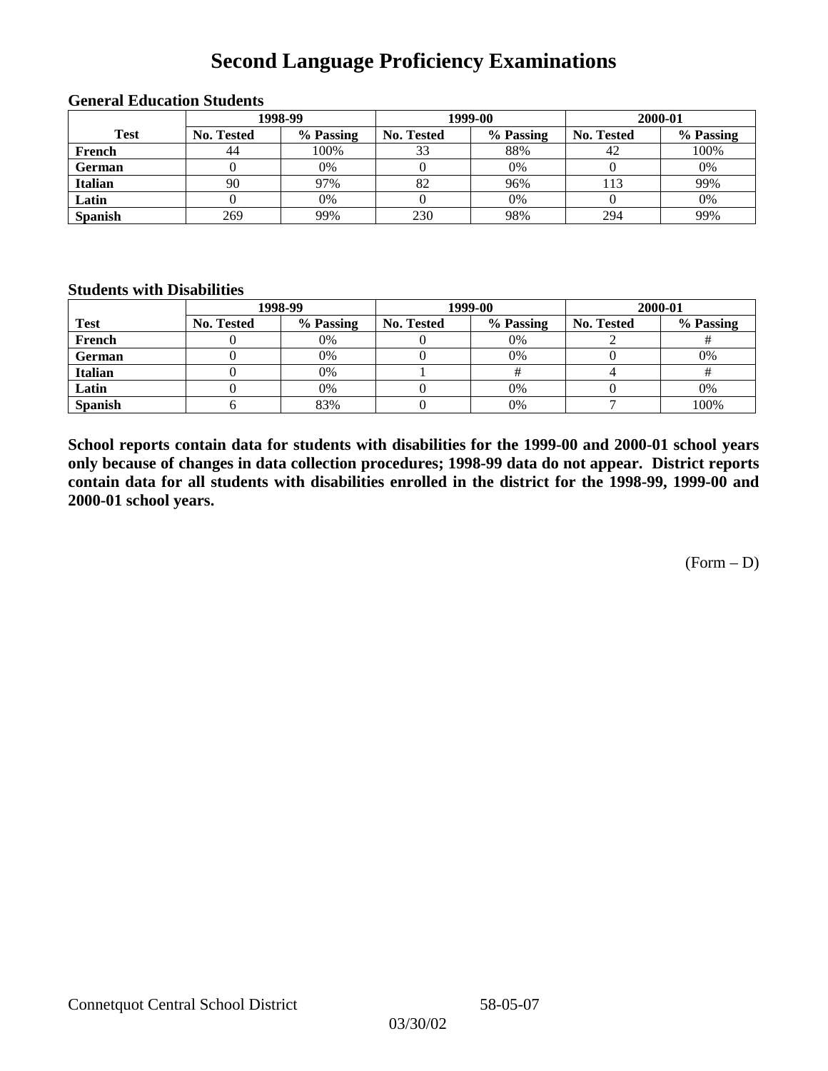# Second Language Proficiency Examinations

### General Education Students

| Test | 1998-99 | | 1999-00 | | 2000-01 | |
|---|---|---|---|---|---|---|
| | No. Tested | % Passing | No. Tested | % Passing | No. Tested | % Passing |
| French | 44 | 100% | 33 | 88% | 42 | 100% |
| German | 0 | 0% | 0 | 0% | 0 | 0% |
| Italian | 90 | 97% | 82 | 96% | 113 | 99% |
| Latin | 0 | 0% | 0 | 0% | 0 | 0% |
| Spanish | 269 | 99% | 230 | 98% | 294 | 99% |

### Students with Disabilities

| Test | 1998-99 | | 1999-00 | | 2000-01 | |
|---|---|---|---|---|---|---|
| | No. Tested | % Passing | No. Tested | % Passing | No. Tested | % Passing |
| French | 0 | 0% | 0 | 0% | 2 | # |
| German | 0 | 0% | 0 | 0% | 0 | 0% |
| Italian | 0 | 0% | 1 | # | 4 | # |
| Latin | 0 | 0% | 0 | 0% | 0 | 0% |
| Spanish | 6 | 83% | 0 | 0% | 7 | 100% |

**School reports contain data for students with disabilities for the 1999-00 and 2000-01 school years only because of changes in data collection procedures; 1998-99 data do not appear. District reports contain data for all students with disabilities enrolled in the district for the 1998-99, 1999-00 and 2000-01 school years.**

(Form – D)

Connetquot Central School District 58-05-07

03/30/02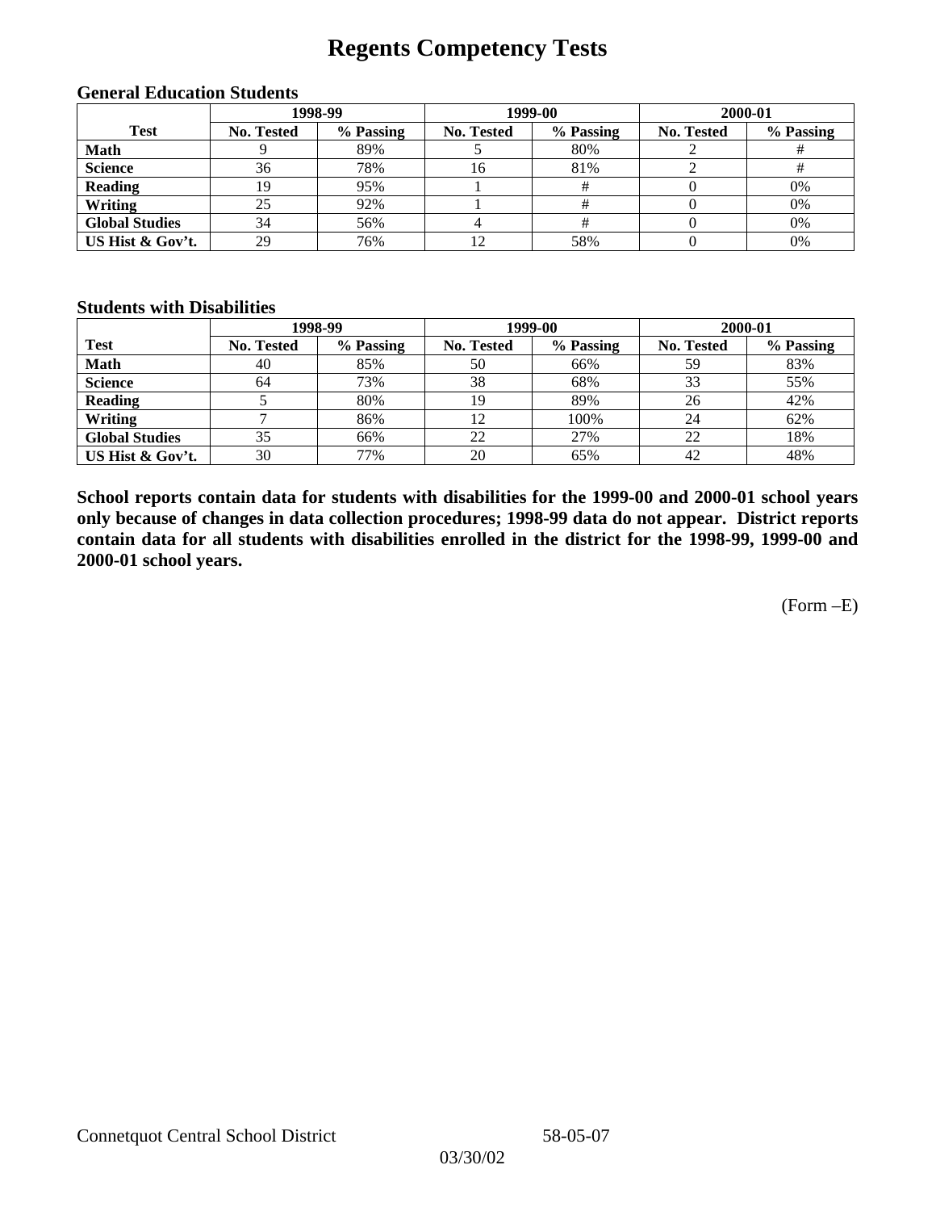# Regents Competency Tests

### General Education Students

| Test | 1998-99 | | 1999-00 | | 2000-01 | |
|---|---|---|---|---|---|---|
| | No. Tested | % Passing | No. Tested | % Passing | No. Tested | % Passing |
| Math | 9 | 89% | 5 | 80% | 2 | # |
| Science | 36 | 78% | 16 | 81% | 2 | # |
| Reading | 19 | 95% | 1 | # | 0 | 0% |
| Writing | 25 | 92% | 1 | # | 0 | 0% |
| Global Studies | 34 | 56% | 4 | # | 0 | 0% |
| US Hist & Gov't. | 29 | 76% | 12 | 58% | 0 | 0% |

### Students with Disabilities

| Test | 1998-99 | | 1999-00 | | 2000-01 | |
|---|---|---|---|---|---|---|
| | No. Tested | % Passing | No. Tested | % Passing | No. Tested | % Passing |
| Math | 40 | 85% | 50 | 66% | 59 | 83% |
| Science | 64 | 73% | 38 | 68% | 33 | 55% |
| Reading | 5 | 80% | 19 | 89% | 26 | 42% |
| Writing | 7 | 86% | 12 | 100% | 24 | 62% |
| Global Studies | 35 | 66% | 22 | 27% | 22 | 18% |
| US Hist & Gov't. | 30 | 77% | 20 | 65% | 42 | 48% |

**School reports contain data for students with disabilities for the 1999-00 and 2000-01 school years only because of changes in data collection procedures; 1998-99 data do not appear. District reports contain data for all students with disabilities enrolled in the district for the 1998-99, 1999-00 and 2000-01 school years.**

(Form –E)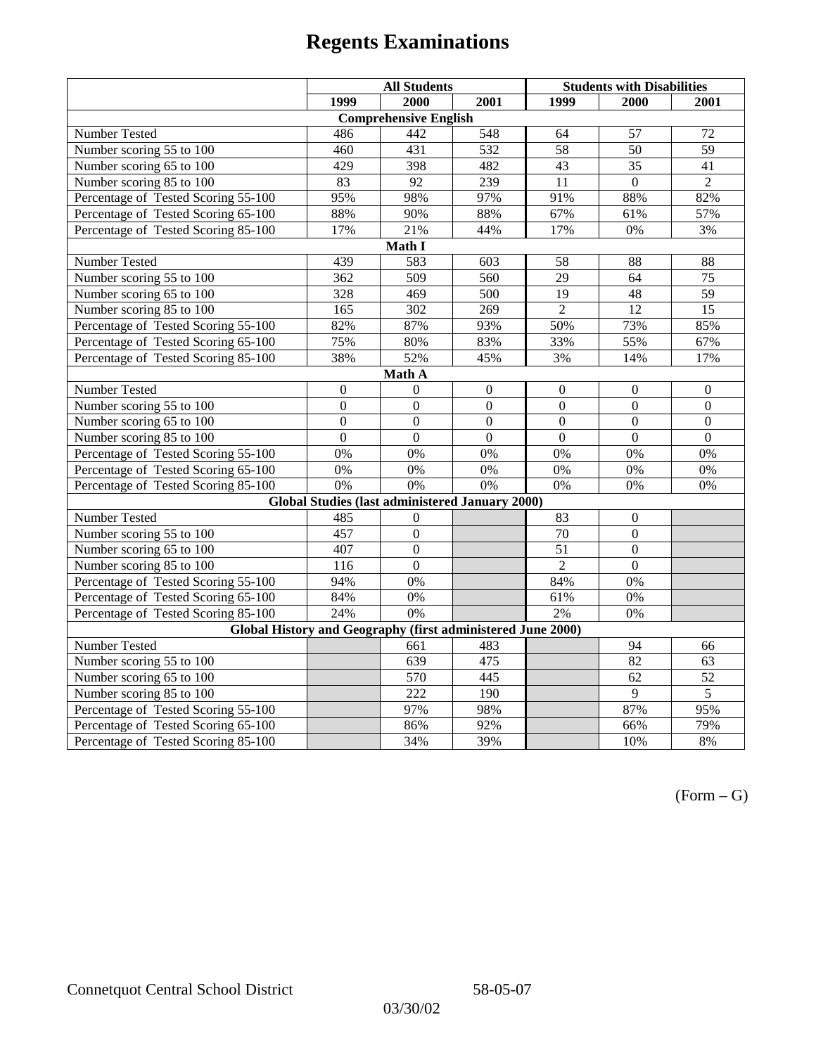# Regents Examinations

| | All Students | | | Students with Disabilities | | |
|---|---|---|---|---|---|---|
| | 1999 | 2000 | 2001 | 1999 | 2000 | 2001 |
| **Comprehensive English** | | | | | | |
| Number Tested | 486 | 442 | 548 | 64 | 57 | 72 |
| Number scoring 55 to 100 | 460 | 431 | 532 | 58 | 50 | 59 |
| Number scoring 65 to 100 | 429 | 398 | 482 | 43 | 35 | 41 |
| Number scoring 85 to 100 | 83 | 92 | 239 | 11 | 0 | 2 |
| Percentage of Tested Scoring 55-100 | 95% | 98% | 97% | 91% | 88% | 82% |
| Percentage of Tested Scoring 65-100 | 88% | 90% | 88% | 67% | 61% | 57% |
| Percentage of Tested Scoring 85-100 | 17% | 21% | 44% | 17% | 0% | 3% |
| **Math I** | | | | | | |
| Number Tested | 439 | 583 | 603 | 58 | 88 | 88 |
| Number scoring 55 to 100 | 362 | 509 | 560 | 29 | 64 | 75 |
| Number scoring 65 to 100 | 328 | 469 | 500 | 19 | 48 | 59 |
| Number scoring 85 to 100 | 165 | 302 | 269 | 2 | 12 | 15 |
| Percentage of Tested Scoring 55-100 | 82% | 87% | 93% | 50% | 73% | 85% |
| Percentage of Tested Scoring 65-100 | 75% | 80% | 83% | 33% | 55% | 67% |
| Percentage of Tested Scoring 85-100 | 38% | 52% | 45% | 3% | 14% | 17% |
| **Math A** | | | | | | |
| Number Tested | 0 | 0 | 0 | 0 | 0 | 0 |
| Number scoring 55 to 100 | 0 | 0 | 0 | 0 | 0 | 0 |
| Number scoring 65 to 100 | 0 | 0 | 0 | 0 | 0 | 0 |
| Number scoring 85 to 100 | 0 | 0 | 0 | 0 | 0 | 0 |
| Percentage of Tested Scoring 55-100 | 0% | 0% | 0% | 0% | 0% | 0% |
| Percentage of Tested Scoring 65-100 | 0% | 0% | 0% | 0% | 0% | 0% |
| Percentage of Tested Scoring 85-100 | 0% | 0% | 0% | 0% | 0% | 0% |
| **Global Studies (last administered January 2000)** | | | | | | |
| Number Tested | 485 | 0 | | 83 | 0 | |
| Number scoring 55 to 100 | 457 | 0 | | 70 | 0 | |
| Number scoring 65 to 100 | 407 | 0 | | 51 | 0 | |
| Number scoring 85 to 100 | 116 | 0 | | 2 | 0 | |
| Percentage of Tested Scoring 55-100 | 94% | 0% | | 84% | 0% | |
| Percentage of Tested Scoring 65-100 | 84% | 0% | | 61% | 0% | |
| Percentage of Tested Scoring 85-100 | 24% | 0% | | 2% | 0% | |
| **Global History and Geography (first administered June 2000)** | | | | | | |
| Number Tested | | 661 | 483 | | 94 | 66 |
| Number scoring 55 to 100 | | 639 | 475 | | 82 | 63 |
| Number scoring 65 to 100 | | 570 | 445 | | 62 | 52 |
| Number scoring 85 to 100 | | 222 | 190 | | 9 | 5 |
| Percentage of Tested Scoring 55-100 | | 97% | 98% | | 87% | 95% |
| Percentage of Tested Scoring 65-100 | | 86% | 92% | | 66% | 79% |
| Percentage of Tested Scoring 85-100 | | 34% | 39% | | 10% | 8% |

(Form – G)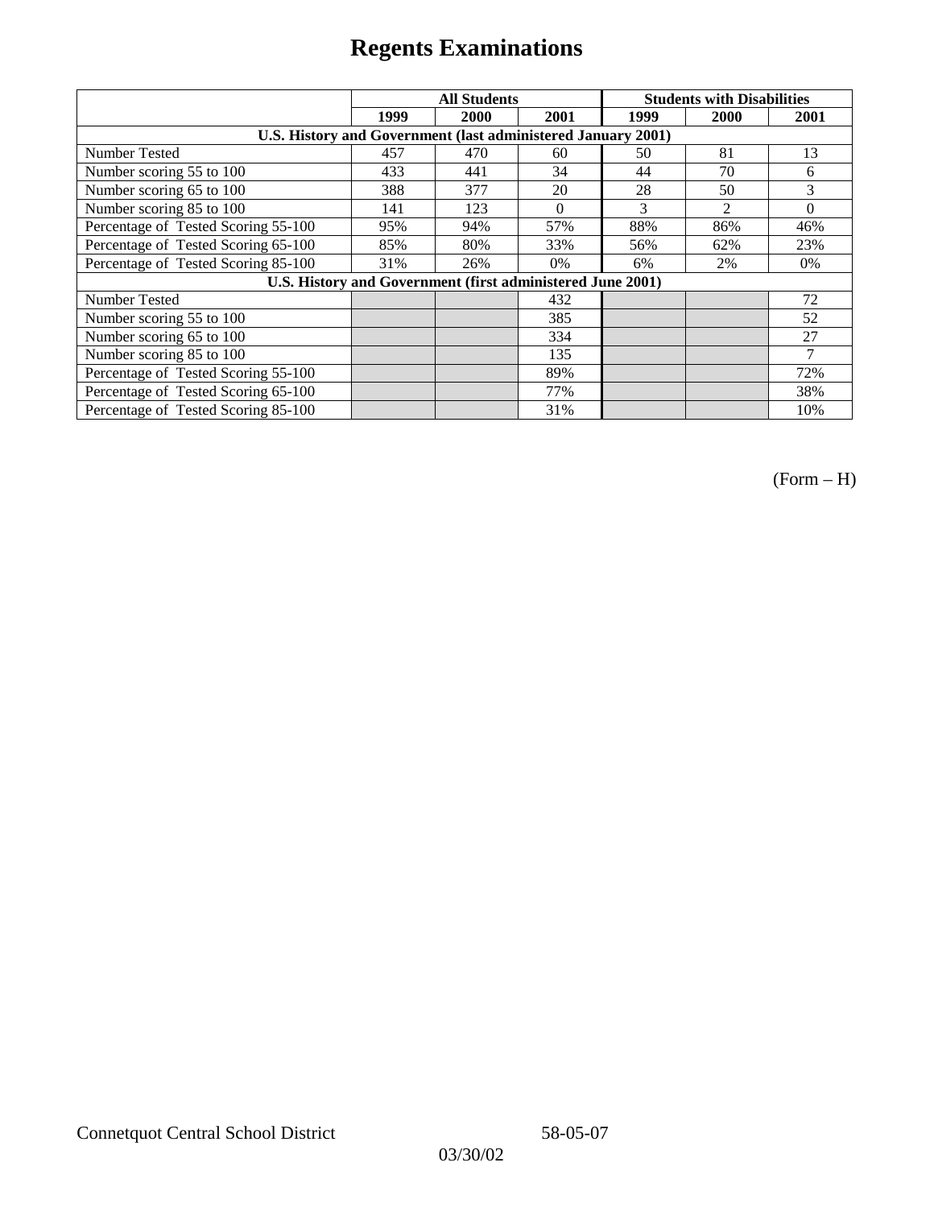# Regents Examinations

| | All Students | | | Students with Disabilities | | |
|---|---|---|---|---|---|---|
| | 1999 | 2000 | 2001 | 1999 | 2000 | 2001 |
| **U.S. History and Government (last administered January 2001)** | | | | | | |
| Number Tested | 457 | 470 | 60 | 50 | 81 | 13 |
| Number scoring 55 to 100 | 433 | 441 | 34 | 44 | 70 | 6 |
| Number scoring 65 to 100 | 388 | 377 | 20 | 28 | 50 | 3 |
| Number scoring 85 to 100 | 141 | 123 | 0 | 3 | 2 | 0 |
| Percentage of Tested Scoring 55-100 | 95% | 94% | 57% | 88% | 86% | 46% |
| Percentage of Tested Scoring 65-100 | 85% | 80% | 33% | 56% | 62% | 23% |
| Percentage of Tested Scoring 85-100 | 31% | 26% | 0% | 6% | 2% | 0% |
| **U.S. History and Government (first administered June 2001)** | | | | | | |
| Number Tested | | | 432 | | | 72 |
| Number scoring 55 to 100 | | | 385 | | | 52 |
| Number scoring 65 to 100 | | | 334 | | | 27 |
| Number scoring 85 to 100 | | | 135 | | | 7 |
| Percentage of Tested Scoring 55-100 | | | 89% | | | 72% |
| Percentage of Tested Scoring 65-100 | | | 77% | | | 38% |
| Percentage of Tested Scoring 85-100 | | | 31% | | | 10% |

(Form – H)

Connetquot Central School District 58-05-07

03/30/02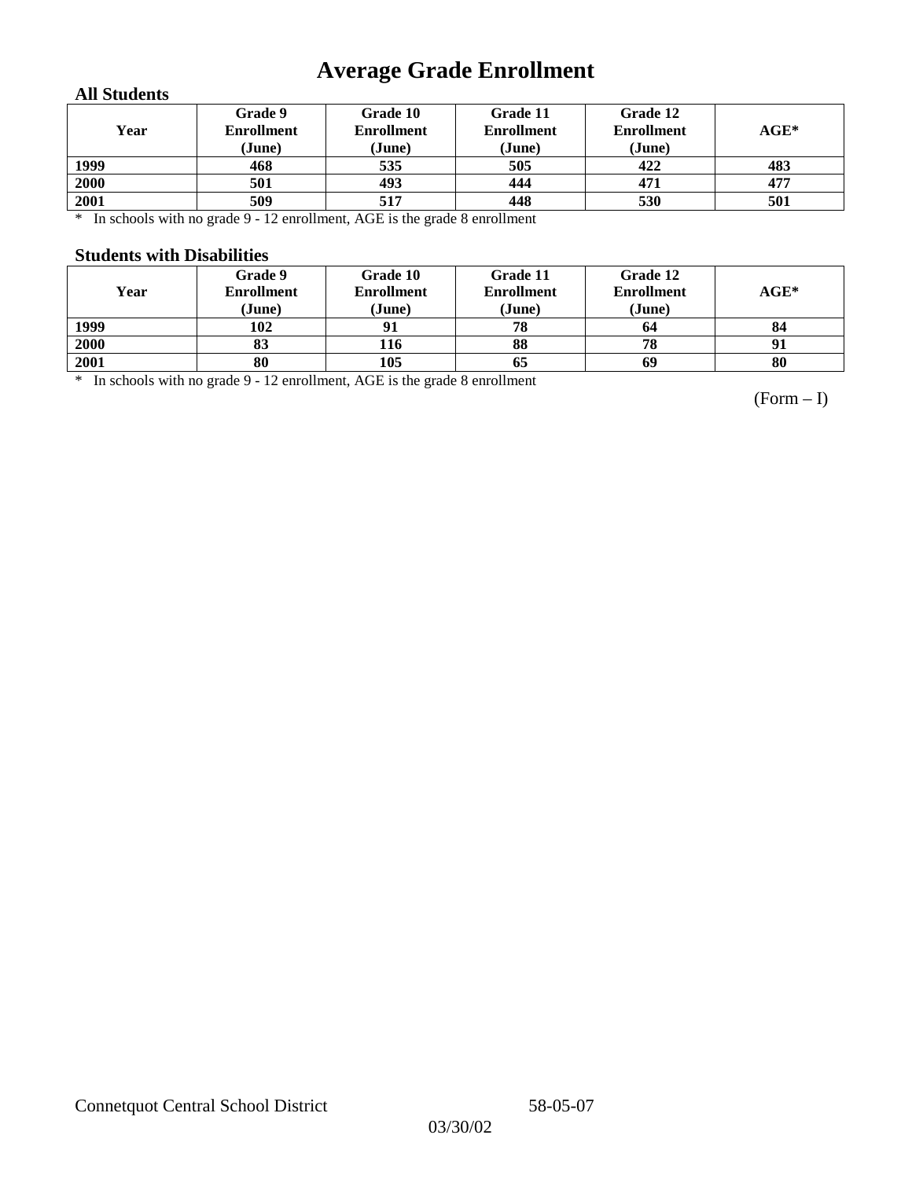# Average Grade Enrollment

### All Students

| Year | Grade 9 Enrollment (June) | Grade 10 Enrollment (June) | Grade 11 Enrollment (June) | Grade 12 Enrollment (June) | AGE* |
|---|---|---|---|---|---|
| 1999 | 468 | 535 | 505 | 422 | 483 |
| 2000 | 501 | 493 | 444 | 471 | 477 |
| 2001 | 509 | 517 | 448 | 530 | 501 |

* In schools with no grade 9 - 12 enrollment, AGE is the grade 8 enrollment

### Students with Disabilities

| Year | Grade 9 Enrollment (June) | Grade 10 Enrollment (June) | Grade 11 Enrollment (June) | Grade 12 Enrollment (June) | AGE* |
|---|---|---|---|---|---|
| 1999 | 102 | 91 | 78 | 64 | 84 |
| 2000 | 83 | 116 | 88 | 78 | 91 |
| 2001 | 80 | 105 | 65 | 69 | 80 |

* In schools with no grade 9 - 12 enrollment, AGE is the grade 8 enrollment

(Form – I)

Connetquot Central School District 58-05-07

03/30/02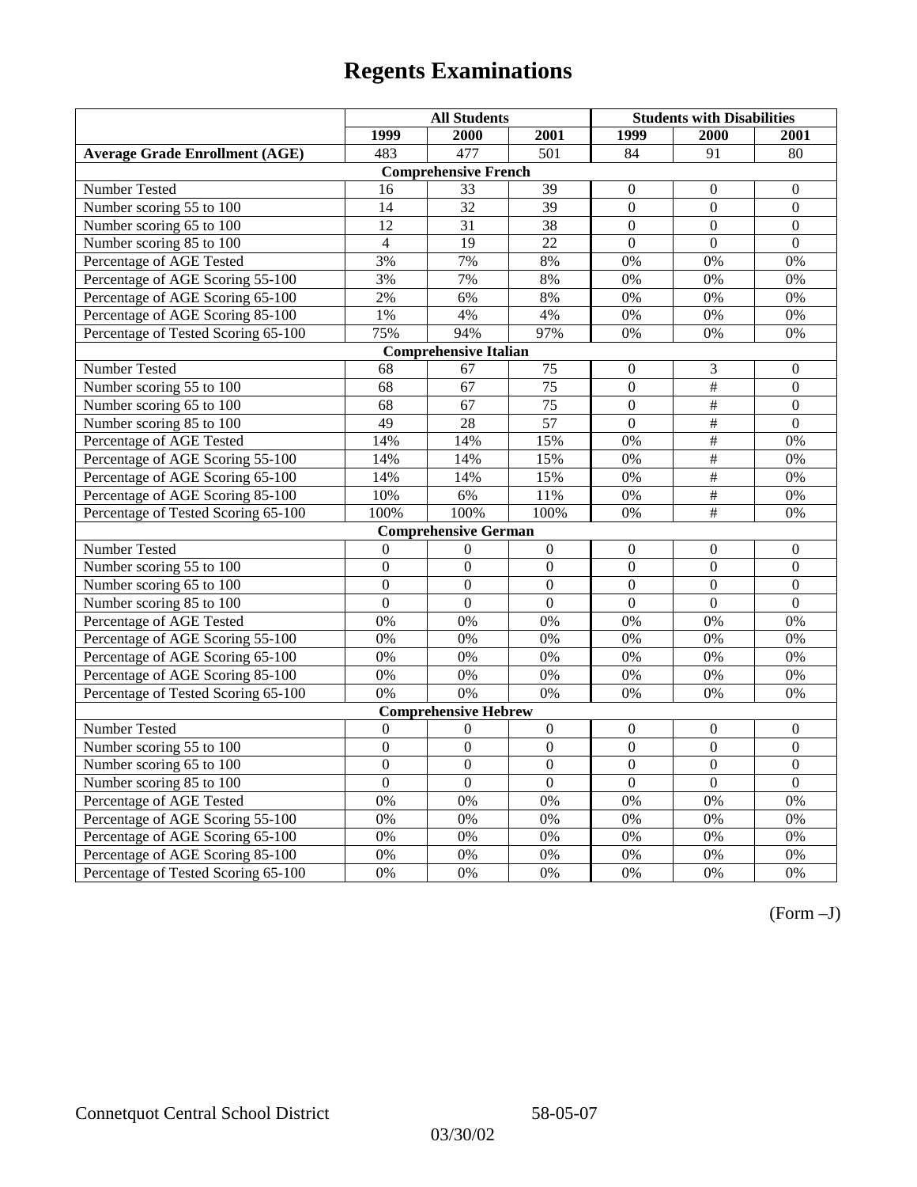# Regents Examinations

| | All Students | | | Students with Disabilities | | |
|---|---|---|---|---|---|---|
| | 1999 | 2000 | 2001 | 1999 | 2000 | 2001 |
| **Average Grade Enrollment (AGE)** | 483 | 477 | 501 | 84 | 91 | 80 |
| **Comprehensive French** | | | | | | |
| Number Tested | 16 | 33 | 39 | 0 | 0 | 0 |
| Number scoring 55 to 100 | 14 | 32 | 39 | 0 | 0 | 0 |
| Number scoring 65 to 100 | 12 | 31 | 38 | 0 | 0 | 0 |
| Number scoring 85 to 100 | 4 | 19 | 22 | 0 | 0 | 0 |
| Percentage of AGE Tested | 3% | 7% | 8% | 0% | 0% | 0% |
| Percentage of AGE Scoring 55-100 | 3% | 7% | 8% | 0% | 0% | 0% |
| Percentage of AGE Scoring 65-100 | 2% | 6% | 8% | 0% | 0% | 0% |
| Percentage of AGE Scoring 85-100 | 1% | 4% | 4% | 0% | 0% | 0% |
| Percentage of Tested Scoring 65-100 | 75% | 94% | 97% | 0% | 0% | 0% |
| **Comprehensive Italian** | | | | | | |
| Number Tested | 68 | 67 | 75 | 0 | 3 | 0 |
| Number scoring 55 to 100 | 68 | 67 | 75 | 0 | # | 0 |
| Number scoring 65 to 100 | 68 | 67 | 75 | 0 | # | 0 |
| Number scoring 85 to 100 | 49 | 28 | 57 | 0 | # | 0 |
| Percentage of AGE Tested | 14% | 14% | 15% | 0% | # | 0% |
| Percentage of AGE Scoring 55-100 | 14% | 14% | 15% | 0% | # | 0% |
| Percentage of AGE Scoring 65-100 | 14% | 14% | 15% | 0% | # | 0% |
| Percentage of AGE Scoring 85-100 | 10% | 6% | 11% | 0% | # | 0% |
| Percentage of Tested Scoring 65-100 | 100% | 100% | 100% | 0% | # | 0% |
| **Comprehensive German** | | | | | | |
| Number Tested | 0 | 0 | 0 | 0 | 0 | 0 |
| Number scoring 55 to 100 | 0 | 0 | 0 | 0 | 0 | 0 |
| Number scoring 65 to 100 | 0 | 0 | 0 | 0 | 0 | 0 |
| Number scoring 85 to 100 | 0 | 0 | 0 | 0 | 0 | 0 |
| Percentage of AGE Tested | 0% | 0% | 0% | 0% | 0% | 0% |
| Percentage of AGE Scoring 55-100 | 0% | 0% | 0% | 0% | 0% | 0% |
| Percentage of AGE Scoring 65-100 | 0% | 0% | 0% | 0% | 0% | 0% |
| Percentage of AGE Scoring 85-100 | 0% | 0% | 0% | 0% | 0% | 0% |
| Percentage of Tested Scoring 65-100 | 0% | 0% | 0% | 0% | 0% | 0% |
| **Comprehensive Hebrew** | | | | | | |
| Number Tested | 0 | 0 | 0 | 0 | 0 | 0 |
| Number scoring 55 to 100 | 0 | 0 | 0 | 0 | 0 | 0 |
| Number scoring 65 to 100 | 0 | 0 | 0 | 0 | 0 | 0 |
| Number scoring 85 to 100 | 0 | 0 | 0 | 0 | 0 | 0 |
| Percentage of AGE Tested | 0% | 0% | 0% | 0% | 0% | 0% |
| Percentage of AGE Scoring 55-100 | 0% | 0% | 0% | 0% | 0% | 0% |
| Percentage of AGE Scoring 65-100 | 0% | 0% | 0% | 0% | 0% | 0% |
| Percentage of AGE Scoring 85-100 | 0% | 0% | 0% | 0% | 0% | 0% |
| Percentage of Tested Scoring 65-100 | 0% | 0% | 0% | 0% | 0% | 0% |

(Form –J)

Connetquot Central School District 58-05-07

03/30/02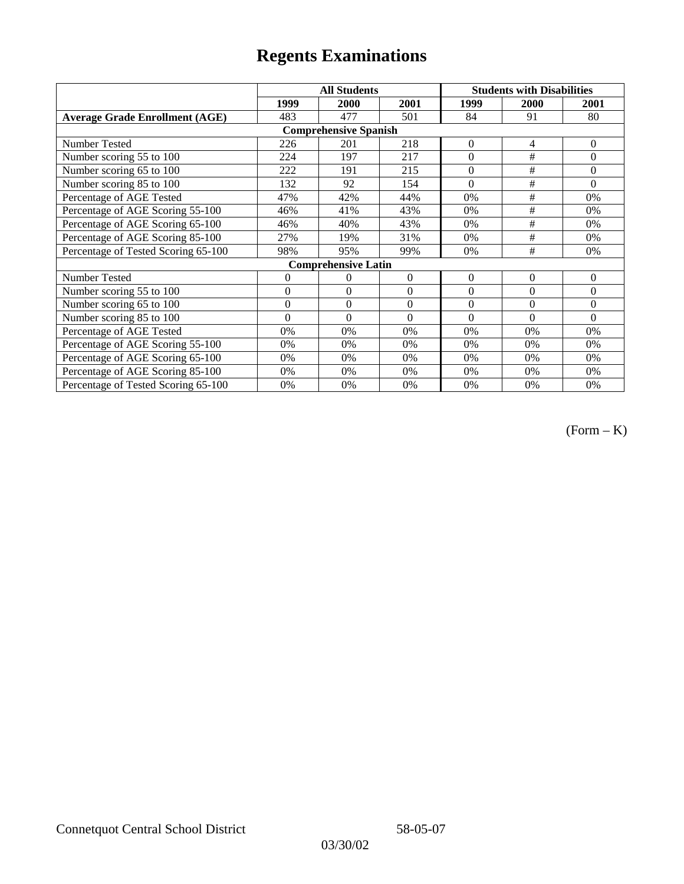# Regents Examinations

| | All Students | | | Students with Disabilities | | |
|---|---|---|---|---|---|---|
| | 1999 | 2000 | 2001 | 1999 | 2000 | 2001 |
| **Average Grade Enrollment (AGE)** | 483 | 477 | 501 | 84 | 91 | 80 |
| **Comprehensive Spanish** | | | | | | |
| Number Tested | 226 | 201 | 218 | 0 | 4 | 0 |
| Number scoring 55 to 100 | 224 | 197 | 217 | 0 | # | 0 |
| Number scoring 65 to 100 | 222 | 191 | 215 | 0 | # | 0 |
| Number scoring 85 to 100 | 132 | 92 | 154 | 0 | # | 0 |
| Percentage of AGE Tested | 47% | 42% | 44% | 0% | # | 0% |
| Percentage of AGE Scoring 55-100 | 46% | 41% | 43% | 0% | # | 0% |
| Percentage of AGE Scoring 65-100 | 46% | 40% | 43% | 0% | # | 0% |
| Percentage of AGE Scoring 85-100 | 27% | 19% | 31% | 0% | # | 0% |
| Percentage of Tested Scoring 65-100 | 98% | 95% | 99% | 0% | # | 0% |
| **Comprehensive Latin** | | | | | | |
| Number Tested | 0 | 0 | 0 | 0 | 0 | 0 |
| Number scoring 55 to 100 | 0 | 0 | 0 | 0 | 0 | 0 |
| Number scoring 65 to 100 | 0 | 0 | 0 | 0 | 0 | 0 |
| Number scoring 85 to 100 | 0 | 0 | 0 | 0 | 0 | 0 |
| Percentage of AGE Tested | 0% | 0% | 0% | 0% | 0% | 0% |
| Percentage of AGE Scoring 55-100 | 0% | 0% | 0% | 0% | 0% | 0% |
| Percentage of AGE Scoring 65-100 | 0% | 0% | 0% | 0% | 0% | 0% |
| Percentage of AGE Scoring 85-100 | 0% | 0% | 0% | 0% | 0% | 0% |
| Percentage of Tested Scoring 65-100 | 0% | 0% | 0% | 0% | 0% | 0% |

(Form – K)

Connetquot Central School District 58-05-07

03/30/02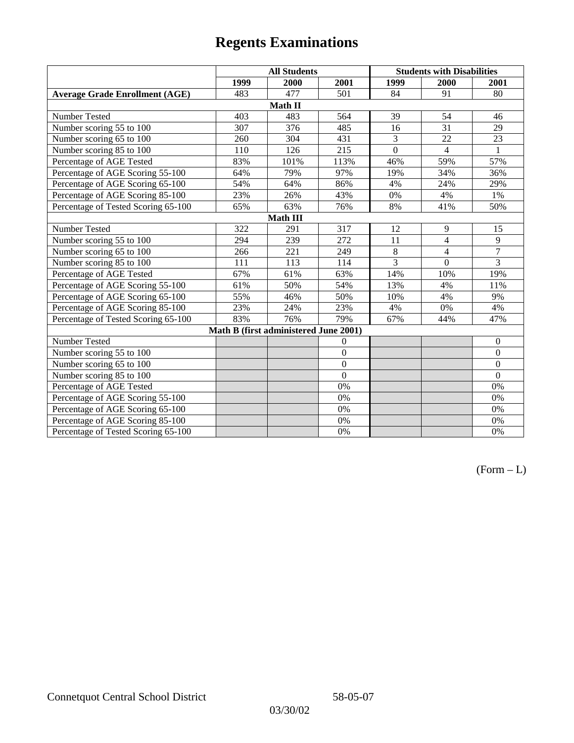# Regents Examinations

| | All Students | | | Students with Disabilities | | |
|---|---|---|---|---|---|---|
| | 1999 | 2000 | 2001 | 1999 | 2000 | 2001 |
| **Average Grade Enrollment (AGE)** | 483 | 477 | 501 | 84 | 91 | 80 |
| **Math II** | | | | | | |
| Number Tested | 403 | 483 | 564 | 39 | 54 | 46 |
| Number scoring 55 to 100 | 307 | 376 | 485 | 16 | 31 | 29 |
| Number scoring 65 to 100 | 260 | 304 | 431 | 3 | 22 | 23 |
| Number scoring 85 to 100 | 110 | 126 | 215 | 0 | 4 | 1 |
| Percentage of AGE Tested | 83% | 101% | 113% | 46% | 59% | 57% |
| Percentage of AGE Scoring 55-100 | 64% | 79% | 97% | 19% | 34% | 36% |
| Percentage of AGE Scoring 65-100 | 54% | 64% | 86% | 4% | 24% | 29% |
| Percentage of AGE Scoring 85-100 | 23% | 26% | 43% | 0% | 4% | 1% |
| Percentage of Tested Scoring 65-100 | 65% | 63% | 76% | 8% | 41% | 50% |
| **Math III** | | | | | | |
| Number Tested | 322 | 291 | 317 | 12 | 9 | 15 |
| Number scoring 55 to 100 | 294 | 239 | 272 | 11 | 4 | 9 |
| Number scoring 65 to 100 | 266 | 221 | 249 | 8 | 4 | 7 |
| Number scoring 85 to 100 | 111 | 113 | 114 | 3 | 0 | 3 |
| Percentage of AGE Tested | 67% | 61% | 63% | 14% | 10% | 19% |
| Percentage of AGE Scoring 55-100 | 61% | 50% | 54% | 13% | 4% | 11% |
| Percentage of AGE Scoring 65-100 | 55% | 46% | 50% | 10% | 4% | 9% |
| Percentage of AGE Scoring 85-100 | 23% | 24% | 23% | 4% | 0% | 4% |
| Percentage of Tested Scoring 65-100 | 83% | 76% | 79% | 67% | 44% | 47% |
| **Math B (first administered June 2001)** | | | | | | |
| Number Tested | | | 0 | | | 0 |
| Number scoring 55 to 100 | | | 0 | | | 0 |
| Number scoring 65 to 100 | | | 0 | | | 0 |
| Number scoring 85 to 100 | | | 0 | | | 0 |
| Percentage of AGE Tested | | | 0% | | | 0% |
| Percentage of AGE Scoring 55-100 | | | 0% | | | 0% |
| Percentage of AGE Scoring 65-100 | | | 0% | | | 0% |
| Percentage of AGE Scoring 85-100 | | | 0% | | | 0% |
| Percentage of Tested Scoring 65-100 | | | 0% | | | 0% |

(Form – L)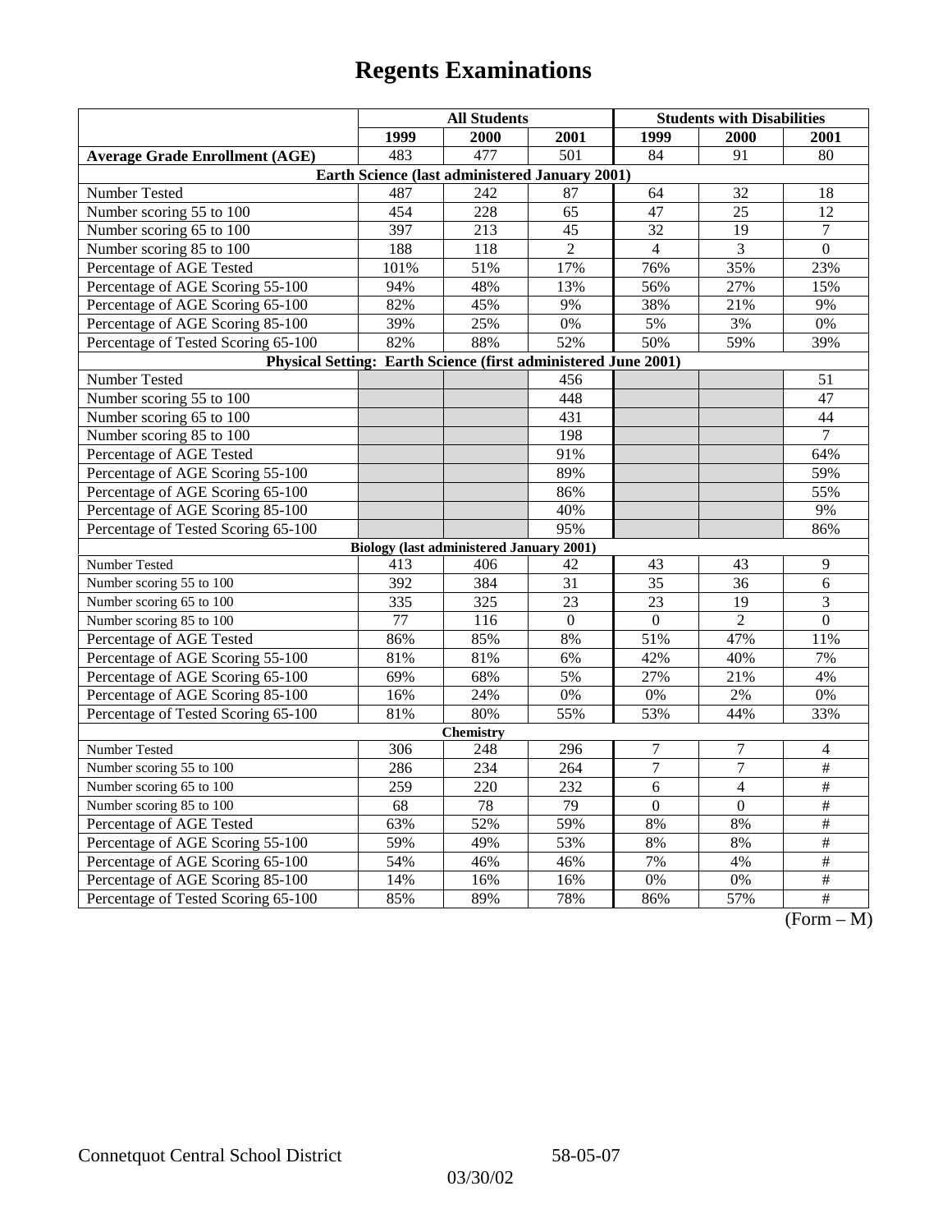# Regents Examinations

| | All Students | | | Students with Disabilities | | |
|---|---|---|---|---|---|---|
| | 1999 | 2000 | 2001 | 1999 | 2000 | 2001 |
| **Average Grade Enrollment (AGE)** | 483 | 477 | 501 | 84 | 91 | 80 |
| **Earth Science (last administered January 2001)** | | | | | | |
| Number Tested | 487 | 242 | 87 | 64 | 32 | 18 |
| Number scoring 55 to 100 | 454 | 228 | 65 | 47 | 25 | 12 |
| Number scoring 65 to 100 | 397 | 213 | 45 | 32 | 19 | 7 |
| Number scoring 85 to 100 | 188 | 118 | 2 | 4 | 3 | 0 |
| Percentage of AGE Tested | 101% | 51% | 17% | 76% | 35% | 23% |
| Percentage of AGE Scoring 55-100 | 94% | 48% | 13% | 56% | 27% | 15% |
| Percentage of AGE Scoring 65-100 | 82% | 45% | 9% | 38% | 21% | 9% |
| Percentage of AGE Scoring 85-100 | 39% | 25% | 0% | 5% | 3% | 0% |
| Percentage of Tested Scoring 65-100 | 82% | 88% | 52% | 50% | 59% | 39% |
| **Physical Setting: Earth Science (first administered June 2001)** | | | | | | |
| Number Tested | | | 456 | | | 51 |
| Number scoring 55 to 100 | | | 448 | | | 47 |
| Number scoring 65 to 100 | | | 431 | | | 44 |
| Number scoring 85 to 100 | | | 198 | | | 7 |
| Percentage of AGE Tested | | | 91% | | | 64% |
| Percentage of AGE Scoring 55-100 | | | 89% | | | 59% |
| Percentage of AGE Scoring 65-100 | | | 86% | | | 55% |
| Percentage of AGE Scoring 85-100 | | | 40% | | | 9% |
| Percentage of Tested Scoring 65-100 | | | 95% | | | 86% |
| **Biology (last administered January 2001)** | | | | | | |
| Number Tested | 413 | 406 | 42 | 43 | 43 | 9 |
| Number scoring 55 to 100 | 392 | 384 | 31 | 35 | 36 | 6 |
| Number scoring 65 to 100 | 335 | 325 | 23 | 23 | 19 | 3 |
| Number scoring 85 to 100 | 77 | 116 | 0 | 0 | 2 | 0 |
| Percentage of AGE Tested | 86% | 85% | 8% | 51% | 47% | 11% |
| Percentage of AGE Scoring 55-100 | 81% | 81% | 6% | 42% | 40% | 7% |
| Percentage of AGE Scoring 65-100 | 69% | 68% | 5% | 27% | 21% | 4% |
| Percentage of AGE Scoring 85-100 | 16% | 24% | 0% | 0% | 2% | 0% |
| Percentage of Tested Scoring 65-100 | 81% | 80% | 55% | 53% | 44% | 33% |
| **Chemistry** | | | | | | |
| Number Tested | 306 | 248 | 296 | 7 | 7 | 4 |
| Number scoring 55 to 100 | 286 | 234 | 264 | 7 | 7 | # |
| Number scoring 65 to 100 | 259 | 220 | 232 | 6 | 4 | # |
| Number scoring 85 to 100 | 68 | 78 | 79 | 0 | 0 | # |
| Percentage of AGE Tested | 63% | 52% | 59% | 8% | 8% | # |
| Percentage of AGE Scoring 55-100 | 59% | 49% | 53% | 8% | 8% | # |
| Percentage of AGE Scoring 65-100 | 54% | 46% | 46% | 7% | 4% | # |
| Percentage of AGE Scoring 85-100 | 14% | 16% | 16% | 0% | 0% | # |
| Percentage of Tested Scoring 65-100 | 85% | 89% | 78% | 86% | 57% | # |

(Form – M)

Connetquot Central School District 58-05-07

03/30/02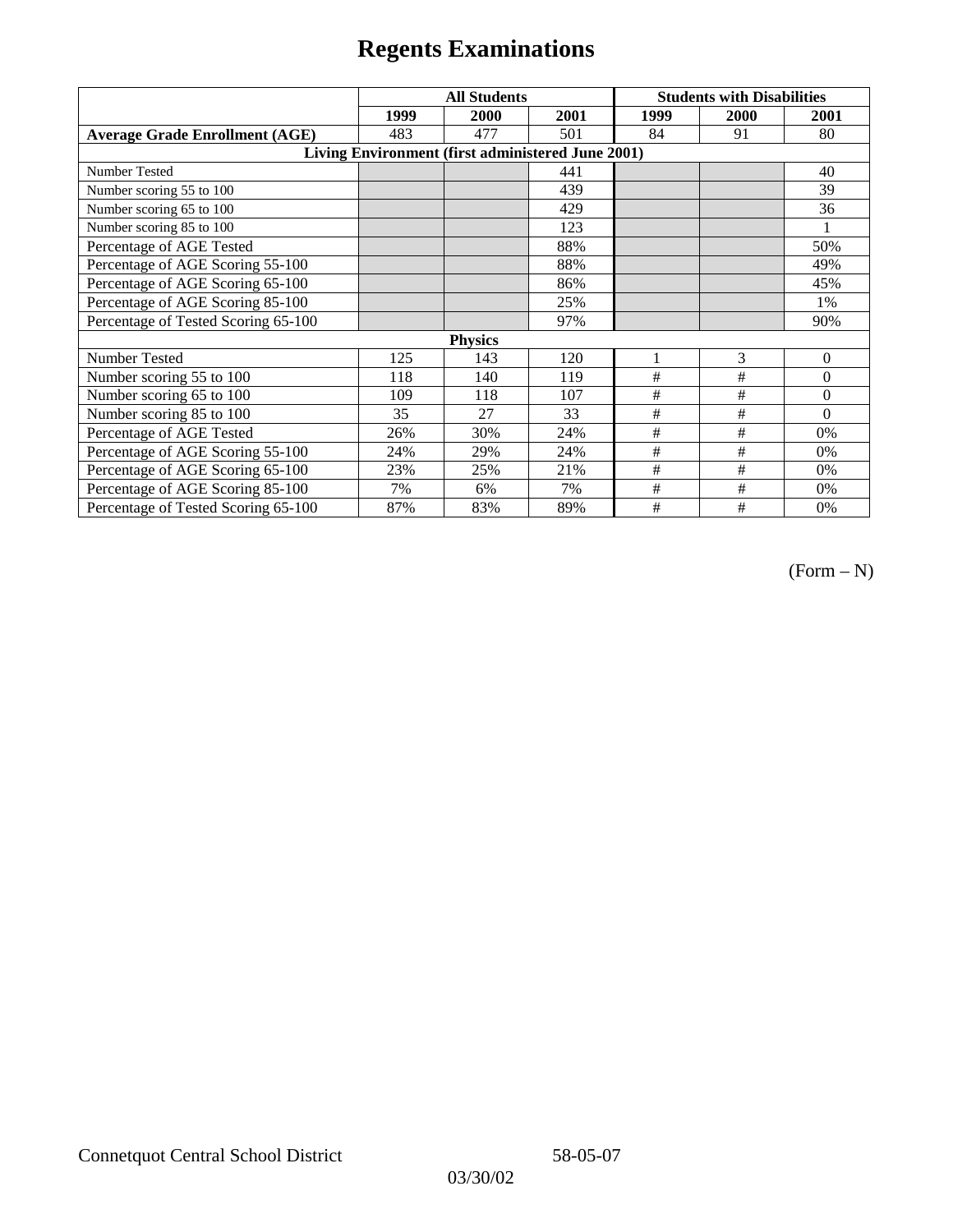# Regents Examinations

| | All Students | | | Students with Disabilities | | |
|---|---|---|---|---|---|---|
| | 1999 | 2000 | 2001 | 1999 | 2000 | 2001 |
| **Average Grade Enrollment (AGE)** | 483 | 477 | 501 | 84 | 91 | 80 |
| **Living Environment (first administered June 2001)** | | | | | | |
| Number Tested | | | 441 | | | 40 |
| Number scoring 55 to 100 | | | 439 | | | 39 |
| Number scoring 65 to 100 | | | 429 | | | 36 |
| Number scoring 85 to 100 | | | 123 | | | 1 |
| Percentage of AGE Tested | | | 88% | | | 50% |
| Percentage of AGE Scoring 55-100 | | | 88% | | | 49% |
| Percentage of AGE Scoring 65-100 | | | 86% | | | 45% |
| Percentage of AGE Scoring 85-100 | | | 25% | | | 1% |
| Percentage of Tested Scoring 65-100 | | | 97% | | | 90% |
| **Physics** | | | | | | |
| Number Tested | 125 | 143 | 120 | 1 | 3 | 0 |
| Number scoring 55 to 100 | 118 | 140 | 119 | # | # | 0 |
| Number scoring 65 to 100 | 109 | 118 | 107 | # | # | 0 |
| Number scoring 85 to 100 | 35 | 27 | 33 | # | # | 0 |
| Percentage of AGE Tested | 26% | 30% | 24% | # | # | 0% |
| Percentage of AGE Scoring 55-100 | 24% | 29% | 24% | # | # | 0% |
| Percentage of AGE Scoring 65-100 | 23% | 25% | 21% | # | # | 0% |
| Percentage of AGE Scoring 85-100 | 7% | 6% | 7% | # | # | 0% |
| Percentage of Tested Scoring 65-100 | 87% | 83% | 89% | # | # | 0% |

(Form – N)

Connetquot Central School District 58-05-07

03/30/02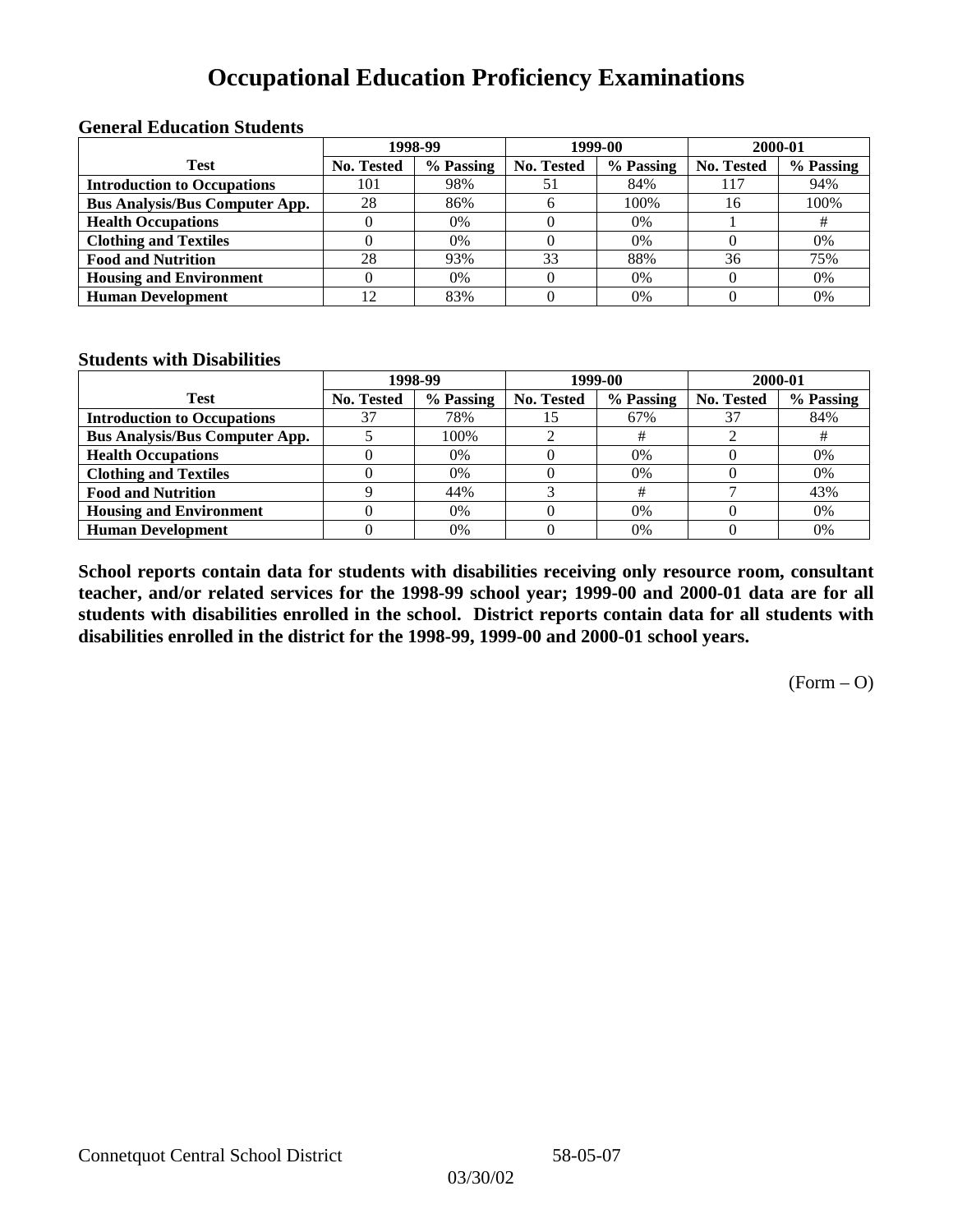# Occupational Education Proficiency Examinations

### General Education Students

| Test | 1998-99 | | 1999-00 | | 2000-01 | |
|---|---|---|---|---|---|---|
| | No. Tested | % Passing | No. Tested | % Passing | No. Tested | % Passing |
| **Introduction to Occupations** | 101 | 98% | 51 | 84% | 117 | 94% |
| **Bus Analysis/Bus Computer App.** | 28 | 86% | 6 | 100% | 16 | 100% |
| **Health Occupations** | 0 | 0% | 0 | 0% | 1 | # |
| **Clothing and Textiles** | 0 | 0% | 0 | 0% | 0 | 0% |
| **Food and Nutrition** | 28 | 93% | 33 | 88% | 36 | 75% |
| **Housing and Environment** | 0 | 0% | 0 | 0% | 0 | 0% |
| **Human Development** | 12 | 83% | 0 | 0% | 0 | 0% |

### Students with Disabilities

| Test | 1998-99 | | 1999-00 | | 2000-01 | |
|---|---|---|---|---|---|---|
| | No. Tested | % Passing | No. Tested | % Passing | No. Tested | % Passing |
| **Introduction to Occupations** | 37 | 78% | 15 | 67% | 37 | 84% |
| **Bus Analysis/Bus Computer App.** | 5 | 100% | 2 | # | 2 | # |
| **Health Occupations** | 0 | 0% | 0 | 0% | 0 | 0% |
| **Clothing and Textiles** | 0 | 0% | 0 | 0% | 0 | 0% |
| **Food and Nutrition** | 9 | 44% | 3 | # | 7 | 43% |
| **Housing and Environment** | 0 | 0% | 0 | 0% | 0 | 0% |
| **Human Development** | 0 | 0% | 0 | 0% | 0 | 0% |

**School reports contain data for students with disabilities receiving only resource room, consultant teacher, and/or related services for the 1998-99 school year; 1999-00 and 2000-01 data are for all students with disabilities enrolled in the school. District reports contain data for all students with disabilities enrolled in the district for the 1998-99, 1999-00 and 2000-01 school years.**

(Form – O)

Connetquot Central School District 58-05-07

03/30/02